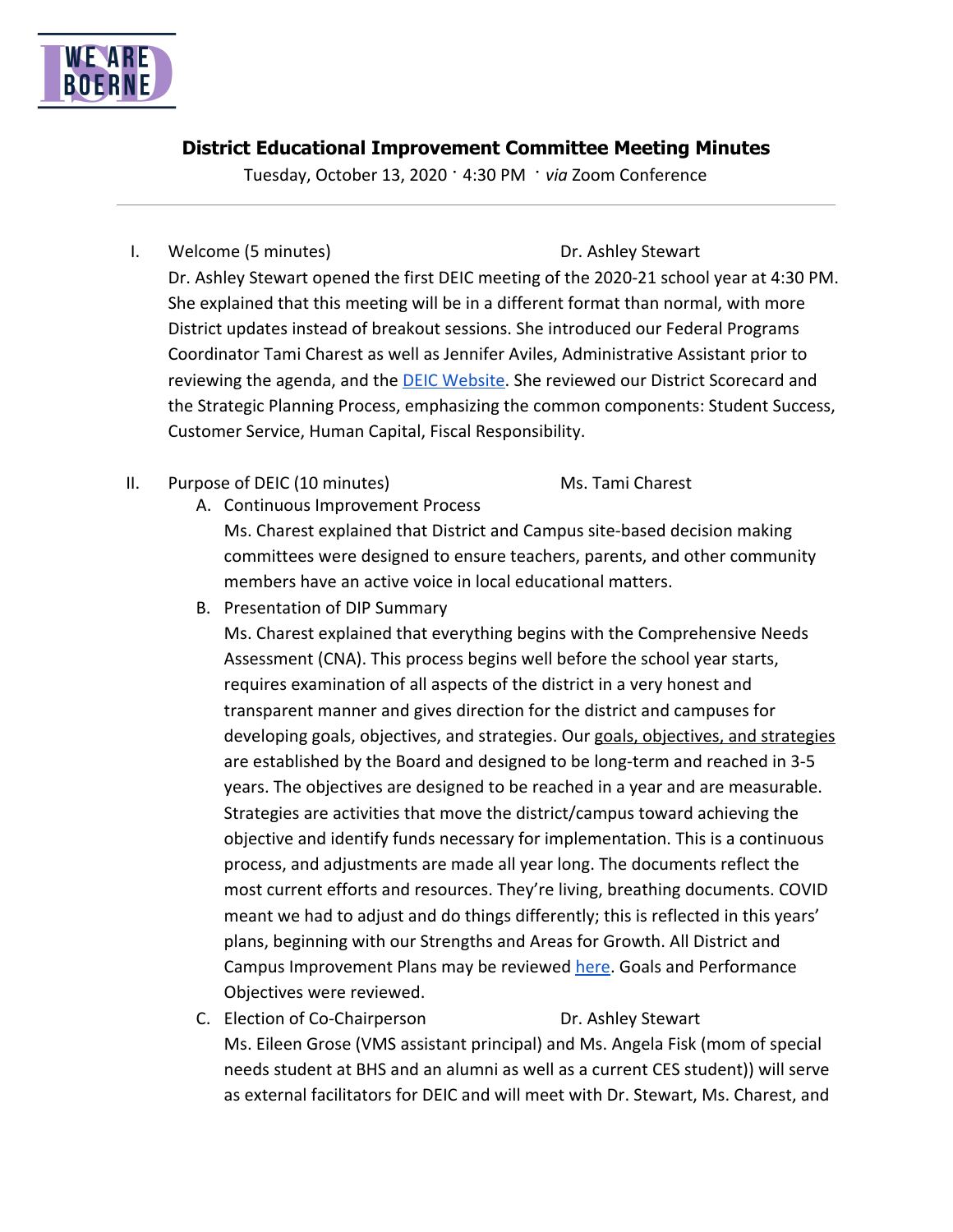# District Educational Improvement Committee Meeting Minutes

Tuesday, October 13, 2020 · 4:30 PM · *via* Zoom Conference

---

I. Welcome (5 minutes) — Dr. Ashley Stewart

Dr. Ashley Stewart opened the first DEIC meeting of the 2020-21 school year at 4:30 PM. She explained that this meeting will be in a different format than normal, with more District updates instead of breakout sessions. She introduced our Federal Programs Coordinator Tami Charest as well as Jennifer Aviles, Administrative Assistant prior to reviewing the agenda, and the DEIC Website. She reviewed our District Scorecard and the Strategic Planning Process, emphasizing the common components: Student Success, Customer Service, Human Capital, Fiscal Responsibility.

II. Purpose of DEIC (10 minutes) — Ms. Tami Charest

A. Continuous Improvement Process

Ms. Charest explained that District and Campus site-based decision making committees were designed to ensure teachers, parents, and other community members have an active voice in local educational matters.

B. Presentation of DIP Summary

Ms. Charest explained that everything begins with the Comprehensive Needs Assessment (CNA). This process begins well before the school year starts, requires examination of all aspects of the district in a very honest and transparent manner and gives direction for the district and campuses for developing goals, objectives, and strategies. Our goals, objectives, and strategies are established by the Board and designed to be long-term and reached in 3-5 years. The objectives are designed to be reached in a year and are measurable. Strategies are activities that move the district/campus toward achieving the objective and identify funds necessary for implementation. This is a continuous process, and adjustments are made all year long. The documents reflect the most current efforts and resources. They're living, breathing documents. COVID meant we had to adjust and do things differently; this is reflected in this years' plans, beginning with our Strengths and Areas for Growth. All District and Campus Improvement Plans may be reviewed here. Goals and Performance Objectives were reviewed.

C. Election of Co-Chairperson — Dr. Ashley Stewart

Ms. Eileen Grose (VMS assistant principal) and Ms. Angela Fisk (mom of special needs student at BHS and an alumni as well as a current CES student)) will serve as external facilitators for DEIC and will meet with Dr. Stewart, Ms. Charest, and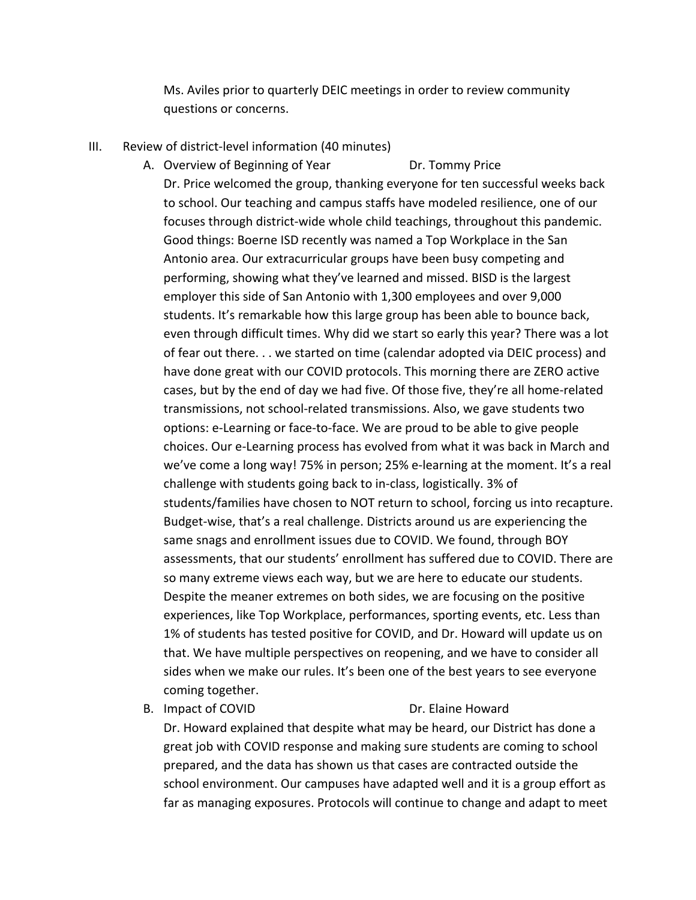Ms. Aviles prior to quarterly DEIC meetings in order to review community questions or concerns.

III. Review of district-level information (40 minutes)

A. Overview of Beginning of Year — Dr. Tommy Price

Dr. Price welcomed the group, thanking everyone for ten successful weeks back to school. Our teaching and campus staffs have modeled resilience, one of our focuses through district-wide whole child teachings, throughout this pandemic. Good things: Boerne ISD recently was named a Top Workplace in the San Antonio area. Our extracurricular groups have been busy competing and performing, showing what they've learned and missed. BISD is the largest employer this side of San Antonio with 1,300 employees and over 9,000 students. It's remarkable how this large group has been able to bounce back, even through difficult times. Why did we start so early this year? There was a lot of fear out there. . . we started on time (calendar adopted via DEIC process) and have done great with our COVID protocols. This morning there are ZERO active cases, but by the end of day we had five. Of those five, they're all home-related transmissions, not school-related transmissions. Also, we gave students two options: e-Learning or face-to-face. We are proud to be able to give people choices. Our e-Learning process has evolved from what it was back in March and we've come a long way! 75% in person; 25% e-learning at the moment. It's a real challenge with students going back to in-class, logistically. 3% of students/families have chosen to NOT return to school, forcing us into recapture. Budget-wise, that's a real challenge. Districts around us are experiencing the same snags and enrollment issues due to COVID. We found, through BOY assessments, that our students' enrollment has suffered due to COVID. There are so many extreme views each way, but we are here to educate our students. Despite the meaner extremes on both sides, we are focusing on the positive experiences, like Top Workplace, performances, sporting events, etc. Less than 1% of students has tested positive for COVID, and Dr. Howard will update us on that. We have multiple perspectives on reopening, and we have to consider all sides when we make our rules. It's been one of the best years to see everyone coming together.

B. Impact of COVID — Dr. Elaine Howard

Dr. Howard explained that despite what may be heard, our District has done a great job with COVID response and making sure students are coming to school prepared, and the data has shown us that cases are contracted outside the school environment. Our campuses have adapted well and it is a group effort as far as managing exposures. Protocols will continue to change and adapt to meet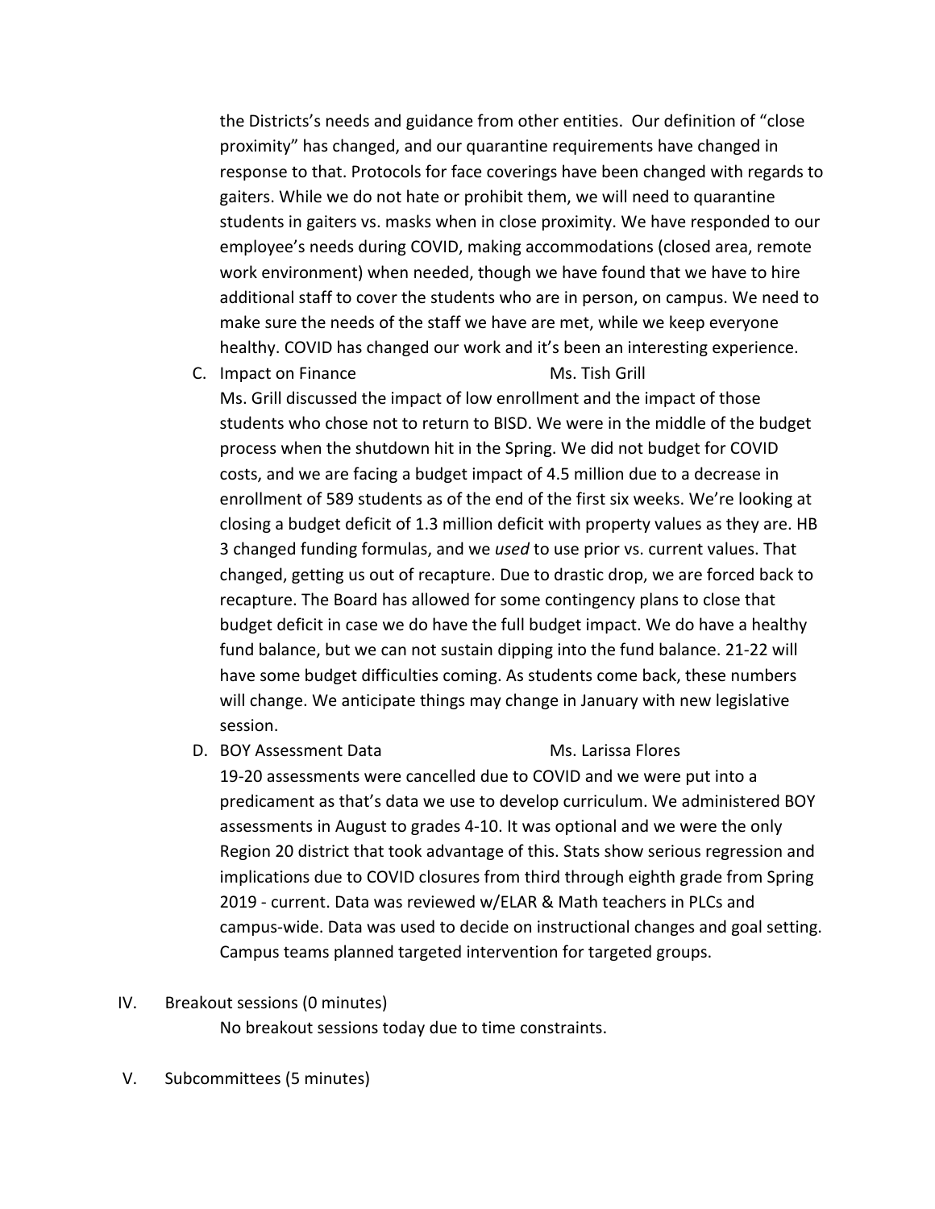the Districts's needs and guidance from other entities. Our definition of "close proximity" has changed, and our quarantine requirements have changed in response to that. Protocols for face coverings have been changed with regards to gaiters. While we do not hate or prohibit them, we will need to quarantine students in gaiters vs. masks when in close proximity. We have responded to our employee's needs during COVID, making accommodations (closed area, remote work environment) when needed, though we have found that we have to hire additional staff to cover the students who are in person, on campus. We need to make sure the needs of the staff we have are met, while we keep everyone healthy. COVID has changed our work and it's been an interesting experience.

C. Impact on Finance — Ms. Tish Grill

Ms. Grill discussed the impact of low enrollment and the impact of those students who chose not to return to BISD. We were in the middle of the budget process when the shutdown hit in the Spring. We did not budget for COVID costs, and we are facing a budget impact of 4.5 million due to a decrease in enrollment of 589 students as of the end of the first six weeks. We're looking at closing a budget deficit of 1.3 million deficit with property values as they are. HB 3 changed funding formulas, and we *used* to use prior vs. current values. That changed, getting us out of recapture. Due to drastic drop, we are forced back to recapture. The Board has allowed for some contingency plans to close that budget deficit in case we do have the full budget impact. We do have a healthy fund balance, but we can not sustain dipping into the fund balance. 21-22 will have some budget difficulties coming. As students come back, these numbers will change. We anticipate things may change in January with new legislative session.

D. BOY Assessment Data — Ms. Larissa Flores

19-20 assessments were cancelled due to COVID and we were put into a predicament as that's data we use to develop curriculum. We administered BOY assessments in August to grades 4-10. It was optional and we were the only Region 20 district that took advantage of this. Stats show serious regression and implications due to COVID closures from third through eighth grade from Spring 2019 - current. Data was reviewed w/ELAR & Math teachers in PLCs and campus-wide. Data was used to decide on instructional changes and goal setting. Campus teams planned targeted intervention for targeted groups.

IV. Breakout sessions (0 minutes)

No breakout sessions today due to time constraints.

V. Subcommittees (5 minutes)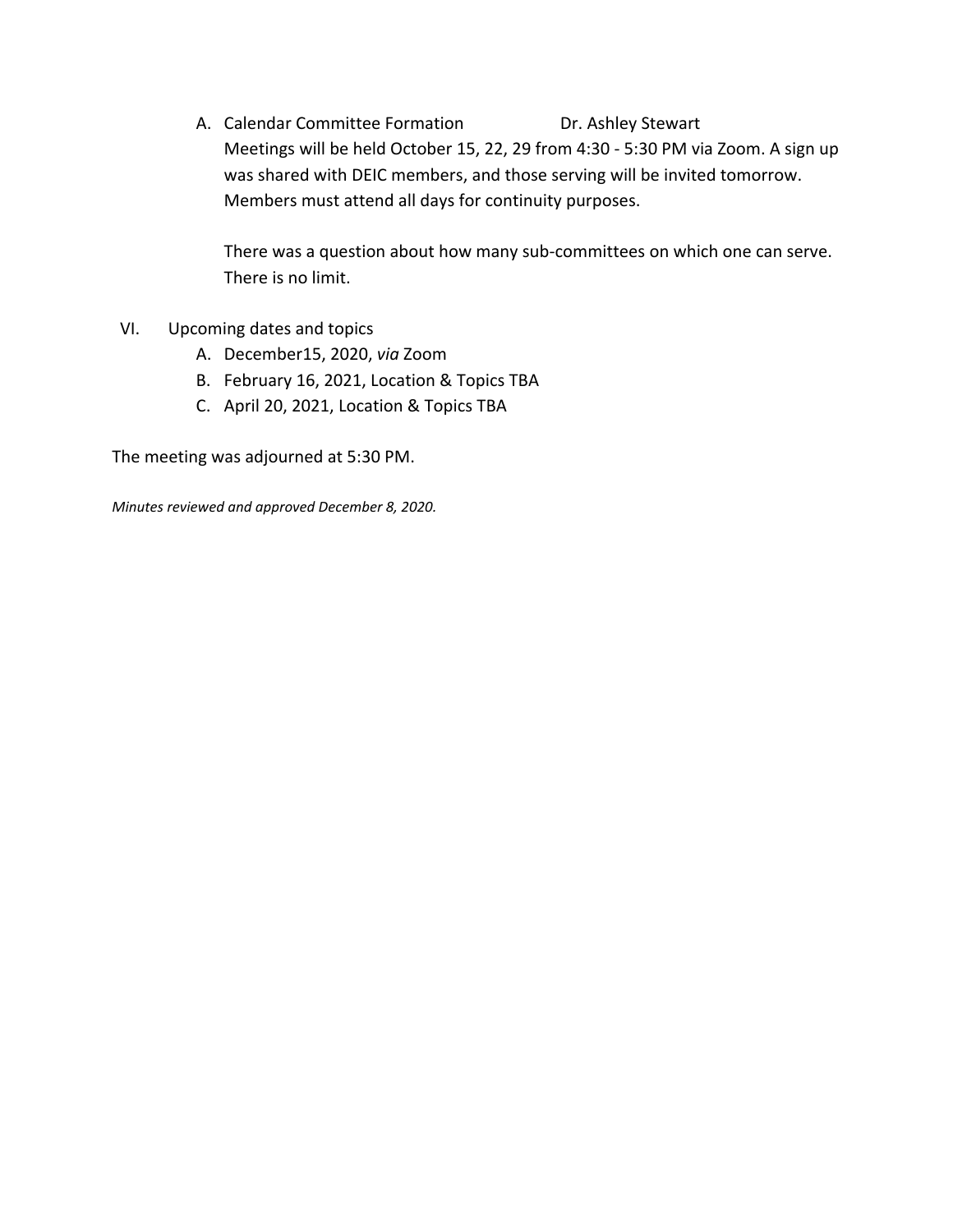A. Calendar Committee Formation Dr. Ashley Stewart

   Meetings will be held October 15, 22, 29 from 4:30 - 5:30 PM via Zoom. A sign up was shared with DEIC members, and those serving will be invited tomorrow. Members must attend all days for continuity purposes.

   There was a question about how many sub-committees on which one can serve. There is no limit.

VI. Upcoming dates and topics

   A. December15, 2020, *via* Zoom
   B. February 16, 2021, Location & Topics TBA
   C. April 20, 2021, Location & Topics TBA

The meeting was adjourned at 5:30 PM.

*Minutes reviewed and approved December 8, 2020.*